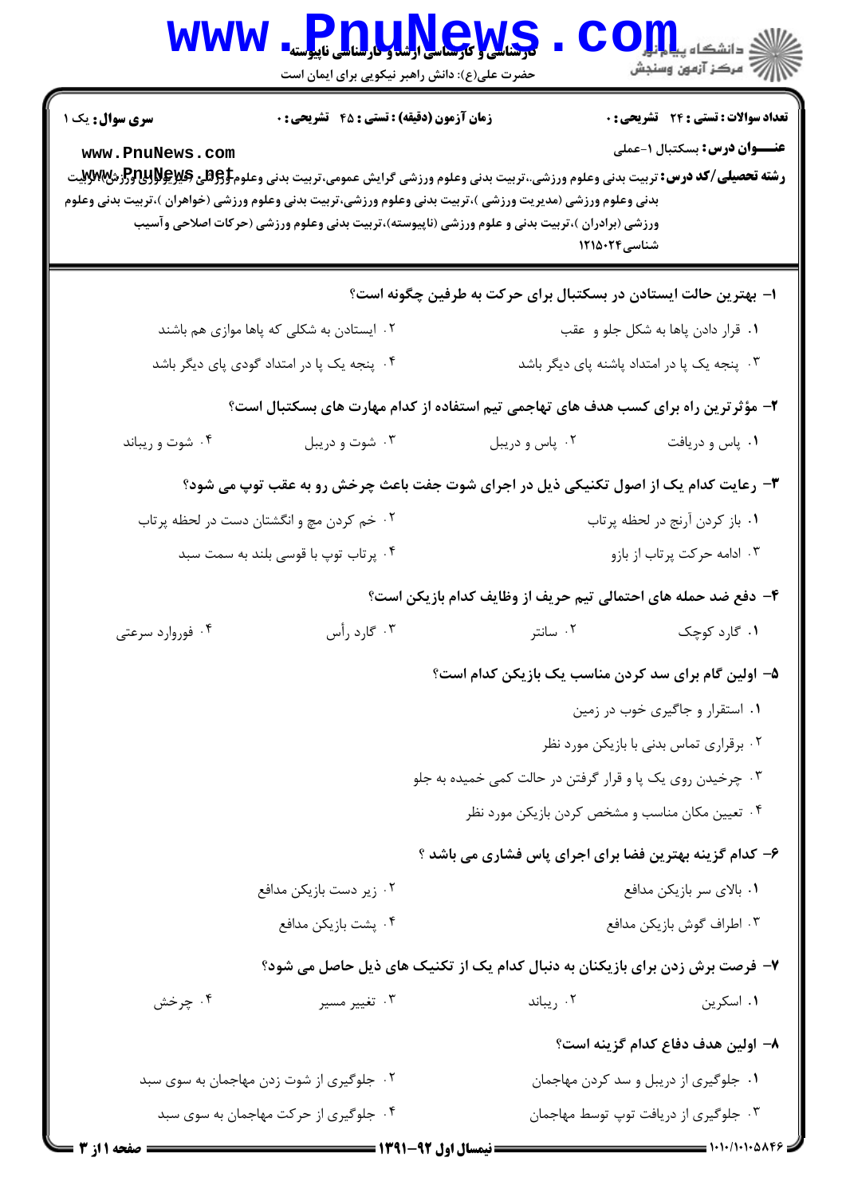**سری سوال:** یک ۱

**زمان آزمون (دقیقه) : تستی : ۴۵ تشریحی : ۰**

**تعداد سوالات : تستی : ۲۴ تشریحی : ۰**

**عنــــوان درس:** بسکتبال ۱-عملی

**رشته تحصیلی/کد درس:** تربیت بدنی وعلوم ورزشی،.تربیت بدنی وعلوم ورزشی گرایش عمومی،تربیت بدنی وعلوم ورزشی (فیزیولوژی ورزشی)،تربیت بدنی وعلوم ورزشی (مدیریت ورزشی )،تربیت بدنی وعلوم ورزشی،تربیت بدنی وعلوم ورزشی (خواهران )،تربیت بدنی وعلوم ورزشی (برادران )،تربیت بدنی و علوم ورزشی (ناپیوسته)،تربیت بدنی وعلوم ورزشی (حرکات اصلاحی وآسیب شناسی۱۲۱۵۰۲۴

۱- بهترین حالت ایستادن در بسکتبال برای حرکت به طرفین چگونه است؟

۱. قرار دادن پاها به شکل جلو و عقب

۲. ایستادن به شکلی که پاها موازی هم باشند

۳. پنجه یک پا در امتداد پاشنه پای دیگر باشد

۴. پنجه یک پا در امتداد گودی پای دیگر باشد

۲- مؤثرترین راه برای کسب هدف های تهاجمی تیم استفاده از کدام مهارت های بسکتبال است؟

۱. پاس و دریافت

۲. پاس و دریبل

۳. شوت و دریبل

۴. شوت و ریباند

۳- رعایت کدام یک از اصول تکنیکی ذیل در اجرای شوت جفت باعث چرخش رو به عقب توپ می شود؟

۱. باز کردن آرنج در لحظه پرتاب

۲. خم کردن مچ و انگشتان دست در لحظه پرتاب

۳. ادامه حرکت پرتاب از بازو

۴. پرتاب توپ با قوسی بلند به سمت سبد

۴- دفع ضد حمله های احتمالی تیم حریف از وظایف کدام بازیکن است؟

۱. گارد کوچک

۲. سانتر

۳. گارد رأس

۴. فوروارد سرعتی

۵- اولین گام برای سد کردن مناسب یک بازیکن کدام است؟

۱. استقرار و جاگیری خوب در زمین

۲. برقراری تماس بدنی با بازیکن مورد نظر

۳. چرخیدن روی یک پا و قرار گرفتن در حالت کمی خمیده به جلو

۴. تعیین مکان مناسب و مشخص کردن بازیکن مورد نظر

۶- کدام گزینه بهترین فضا برای اجرای پاس فشاری می باشد ؟

۱. بالای سر بازیکن مدافع

۲. زیر دست بازیکن مدافع

۳. اطراف گوش بازیکن مدافع

۴. پشت بازیکن مدافع

۷- فرصت برش زدن برای بازیکنان به دنبال کدام یک از تکنیک های ذیل حاصل می شود؟

۱. اسکرین

۲. ریباند

۳. تغییر مسیر

۴. چرخش

۸- اولین هدف دفاع کدام گزینه است؟

۱. جلوگیری از دریبل و سد کردن مهاجمان

۲. جلوگیری از شوت زدن مهاجمان به سوی سبد

۳. جلوگیری از دریافت توپ توسط مهاجمان

۴. جلوگیری از حرکت مهاجمان به سوی سبد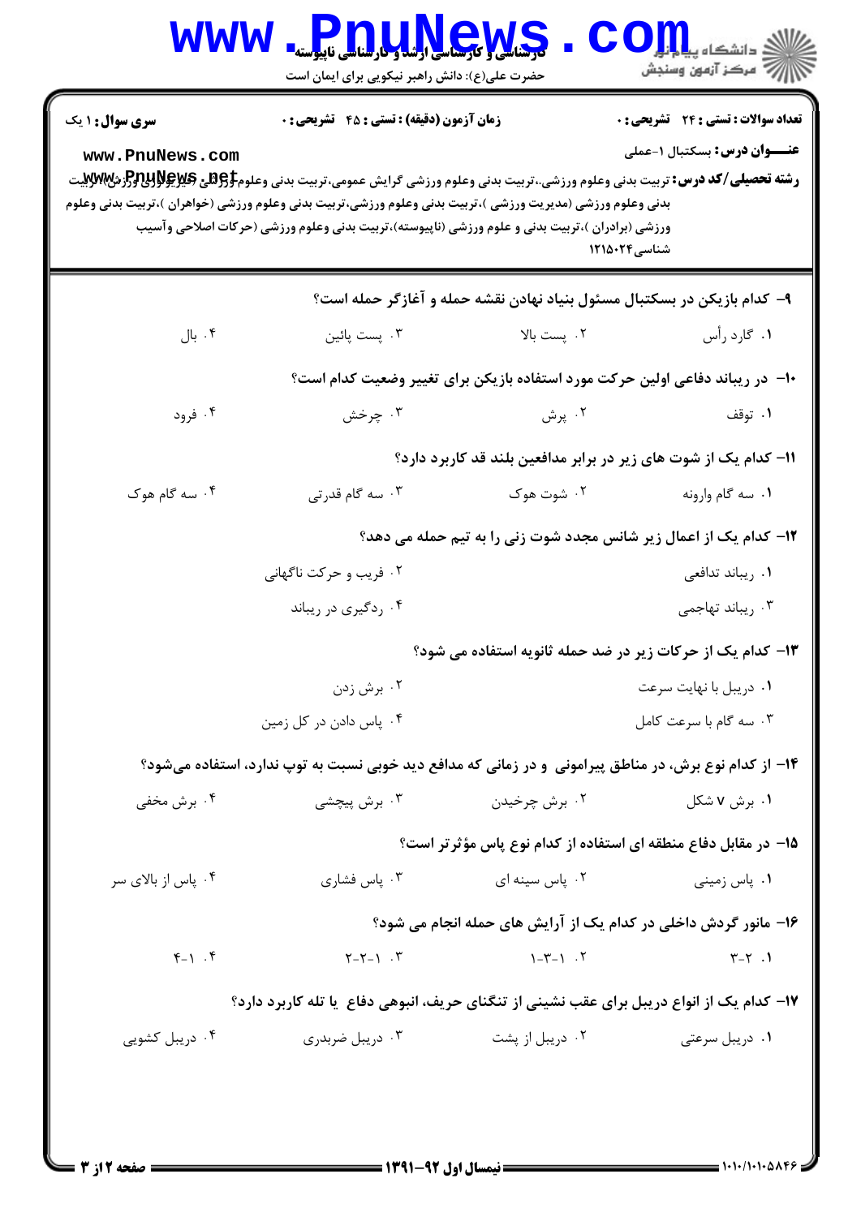**سری سوال:** ۱ یک

**زمان آزمون (دقیقه) : تستی : ۴۵ تشریحی : ۰**

**تعداد سوالات : تستی : ۲۴ تشریحی : ۰**

**عنـــوان درس:** بسکتبال ۱-عملی

**رشته تحصیلی/کد درس:** تربیت بدنی وعلوم ورزشی،.تربیت بدنی وعلوم ورزشی گرایش عمومی،تربیت بدنی وعلوم ورزشی (فیزیولوژی ورزشی)،تربیت بدنی وعلوم ورزشی (مدیریت ورزشی )،تربیت بدنی وعلوم ورزشی،تربیت بدنی وعلوم ورزشی (خواهران )،تربیت بدنی وعلوم ورزشی (برادران )،تربیت بدنی و علوم ورزشی (ناپیوسته)،تربیت بدنی وعلوم ورزشی (حرکات اصلاحی وآسیب شناسی۱۲۱۵۰۲۴

۹- کدام بازیکن در بسکتبال مسئول بنیاد نهادن نقشه حمله و آغازگر حمله است؟

۱. گارد رأس
۲. پست بالا
۳. پست پائین
۴. بال

۱۰- در ریباند دفاعی اولین حرکت مورد استفاده بازیکن برای تغییر وضعیت کدام است؟

۱. توقف
۲. پرش
۳. چرخش
۴. فرود

۱۱- کدام یک از شوت های زیر در برابر مدافعین بلند قد کاربرد دارد؟

۱. سه گام وارونه
۲. شوت هوک
۳. سه گام قدرتی
۴. سه گام هوک

۱۲- کدام یک از اعمال زیر شانس مجدد شوت زنی را به تیم حمله می دهد؟

۱. ریباند تدافعی
۲. فریب و حرکت ناگهانی
۳. ریباند تهاجمی
۴. ردگیری در ریباند

۱۳- کدام یک از حرکات زیر در ضد حمله ثانویه استفاده می شود؟

۱. دریبل با نهایت سرعت
۲. برش زدن
۳. سه گام با سرعت کامل
۴. پاس دادن در کل زمین

۱۴- از کدام نوع برش، در مناطق پیرامونی و در زمانی که مدافع دید خوبی نسبت به توپ ندارد، استفاده می‌شود؟

۱. برش V شکل
۲. برش چرخیدن
۳. برش پیچشی
۴. برش مخفی

۱۵- در مقابل دفاع منطقه ای استفاده از کدام نوع پاس مؤثرتر است؟

۱. پاس زمینی
۲. پاس سینه ای
۳. پاس فشاری
۴. پاس از بالای سر

۱۶- مانور گردش داخلی در کدام یک از آرایش های حمله انجام می شود؟

۱. ۲-۳
۲. ۱-۳-۱
۳. ۱-۲-۲
۴. ۱-۴

۱۷- کدام یک از انواع دریبل برای عقب نشینی از تنگنای حریف، انبوهی دفاع یا تله کاربرد دارد؟

۱. دریبل سرعتی
۲. دریبل از پشت
۳. دریبل ضربدری
۴. دریبل کشویی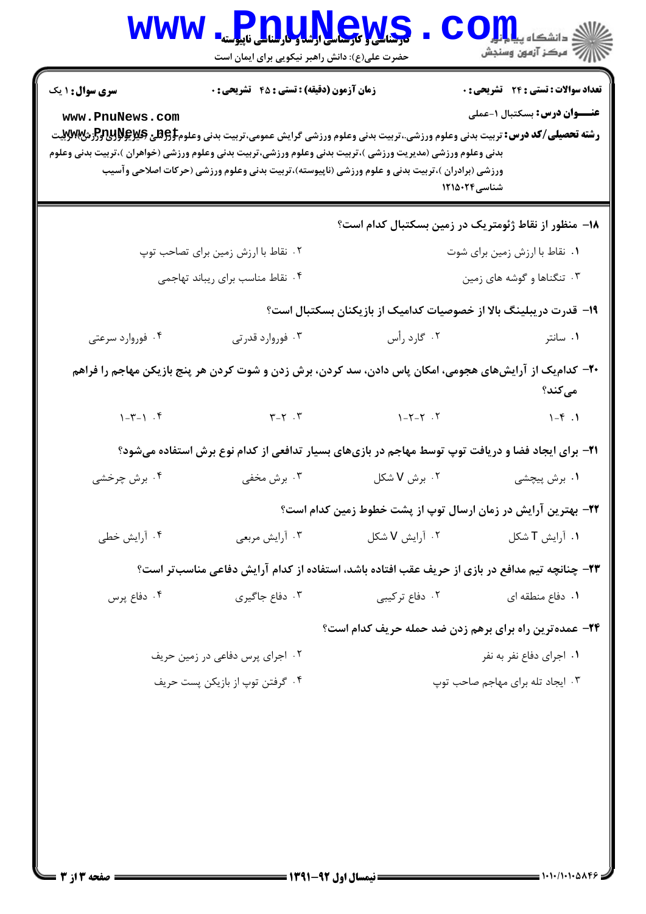**سری سوال:** ۱ یک

**زمان آزمون (دقیقه) : تستی : ۴۵ تشریحی : ۰**

**تعداد سوالات : تستی : ۲۴ تشریحی : ۰**

**عنـــوان درس:** بسکتبال ۱-عملی

**رشته تحصیلی/کد درس:** تربیت بدنی وعلوم ورزشی،تربیت بدنی وعلوم ورزشی گرایش عمومی،تربیت بدنی وعلوم ورزشی (فیزیولوژی ورزش)،تربیت بدنی وعلوم ورزشی (مدیریت ورزشی )،تربیت بدنی وعلوم ورزشی،تربیت بدنی وعلوم ورزشی (خواهران )،تربیت بدنی وعلوم ورزشی (برادران )،تربیت بدنی و علوم ورزشی (ناپیوسته)،تربیت بدنی وعلوم ورزشی (حرکات اصلاحی وآسیب شناسی۱۲۱۵۰۲۴

**۱۸- منظور از نقاط ژئومتریک در زمین بسکتبال کدام است؟**

۱. نقاط با ارزش زمین برای شوت

۲. نقاط با ارزش زمین برای تصاحب توپ

۳. تنگناها و گوشه های زمین

۴. نقاط مناسب برای ریباند تهاجمی

**۱۹- قدرت دریبلینگ بالا از خصوصیات کدامیک از بازیکنان بسکتبال است؟**

۱. سانتر

۲. گارد رأس

۳. فوروارد قدرتی

۴. فوروارد سرعتی

**۲۰- کدام‌یک از آرایش‌های هجومی، امکان پاس دادن، سد کردن، برش زدن و شوت کردن هر پنج بازیکن مهاجم را فراهم می‌کند؟**

۱. ۴-۱

۲. ۲-۲-۱

۳. ۲-۳

۴. ۱-۳-۱

**۲۱- برای ایجاد فضا و دریافت توپ توسط مهاجم در بازی‌های بسیار تدافعی از کدام نوع برش استفاده می‌شود؟**

۱. برش پیچشی

۲. برش V شکل

۳. برش مخفی

۴. برش چرخشی

**۲۲- بهترین آرایش در زمان ارسال توپ از پشت خطوط زمین کدام است؟**

۱. آرایش T شکل

۲. آرایش V شکل

۳. آرایش مربعی

۴. آرایش خطی

**۲۳- چنانچه تیم مدافع در بازی از حریف عقب افتاده باشد، استفاده از کدام آرایش دفاعی مناسب‌تر است؟**

۱. دفاع منطقه ای

۲. دفاع ترکیبی

۳. دفاع جاگیری

۴. دفاع پرس

**۲۴- عمده‌ترین راه برای برهم زدن ضد حمله حریف کدام است؟**

۱. اجرای دفاع نفر به نفر

۲. اجرای پرس دفاعی در زمین حریف

۳. ایجاد تله برای مهاجم صاحب توپ

۴. گرفتن توپ از بازیکن پست حریف